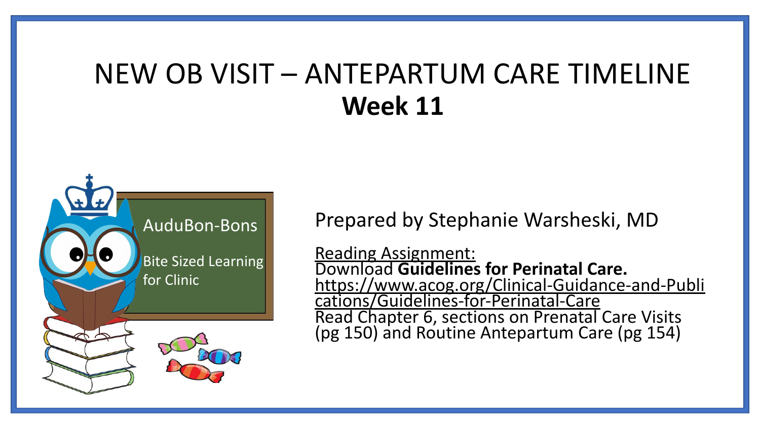# NEW OB VISIT – ANTEPARTUM CARE TIMELINE
## Week 11

AuduBon-Bons

Bite Sized Learning for Clinic

Prepared by Stephanie Warsheski, MD

Reading Assignment:
Download **Guidelines for Perinatal Care.**
https://www.acog.org/Clinical-Guidance-and-Publications/Guidelines-for-Perinatal-Care
Read Chapter 6, sections on Prenatal Care Visits (pg 150) and Routine Antepartum Care (pg 154)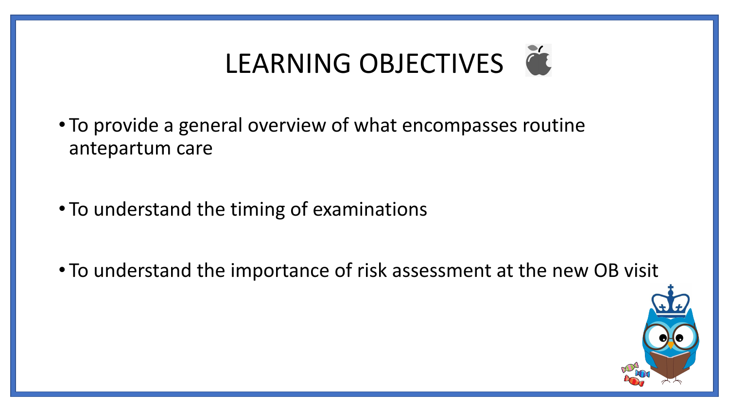# LEARNING OBJECTIVES

- To provide a general overview of what encompasses routine antepartum care
- To understand the timing of examinations
- To understand the importance of risk assessment at the new OB visit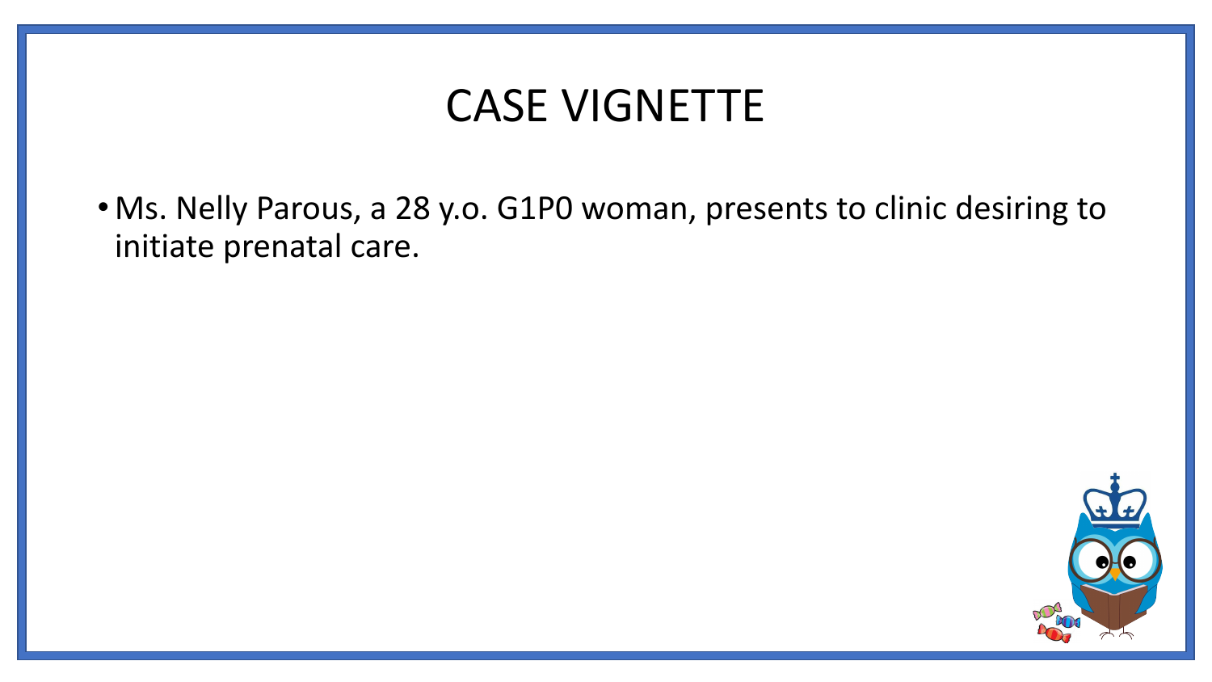# CASE VIGNETTE

- Ms. Nelly Parous, a 28 y.o. G1P0 woman, presents to clinic desiring to initiate prenatal care.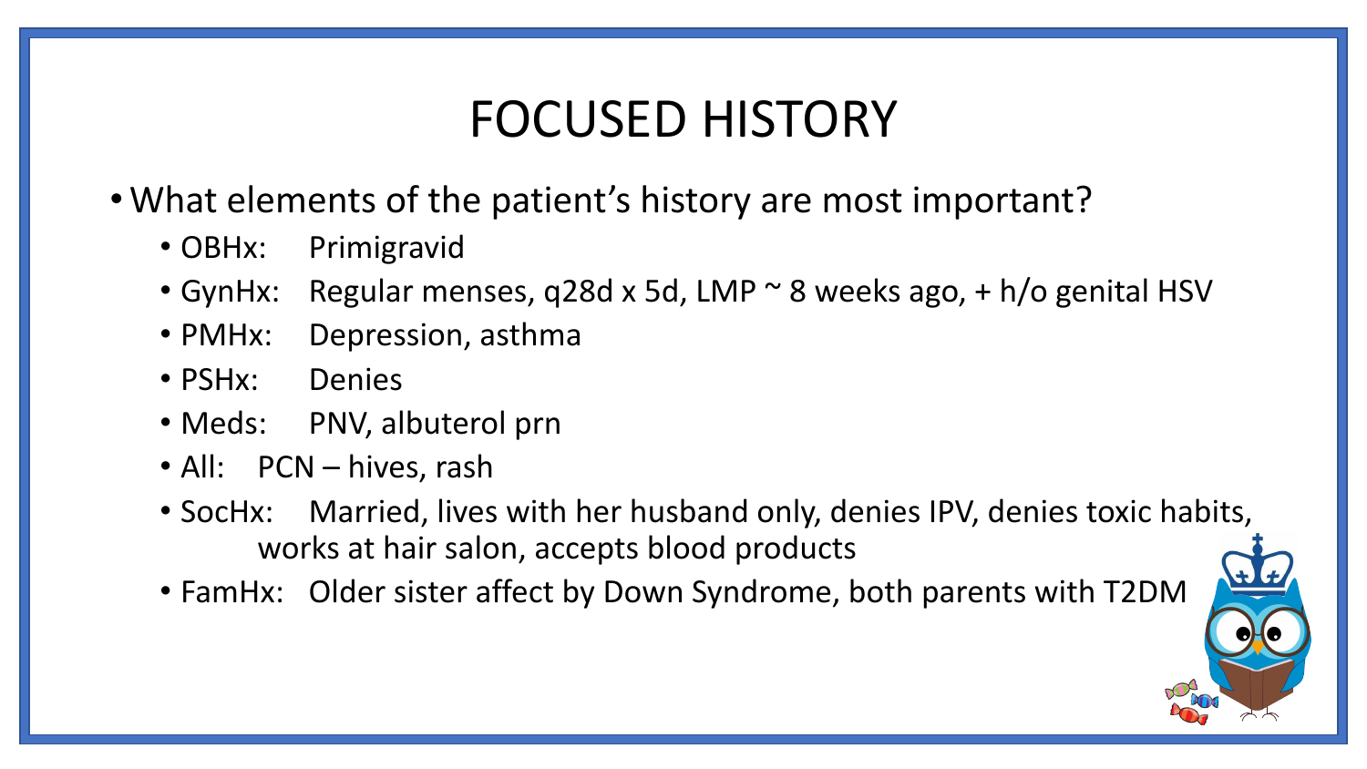# FOCUSED HISTORY

- What elements of the patient's history are most important?
  - OBHx: Primigravid
  - GynHx: Regular menses, q28d x 5d, LMP ~ 8 weeks ago, + h/o genital HSV
  - PMHx: Depression, asthma
  - PSHx: Denies
  - Meds: PNV, albuterol prn
  - All: PCN – hives, rash
  - SocHx: Married, lives with her husband only, denies IPV, denies toxic habits, works at hair salon, accepts blood products
  - FamHx: Older sister affect by Down Syndrome, both parents with T2DM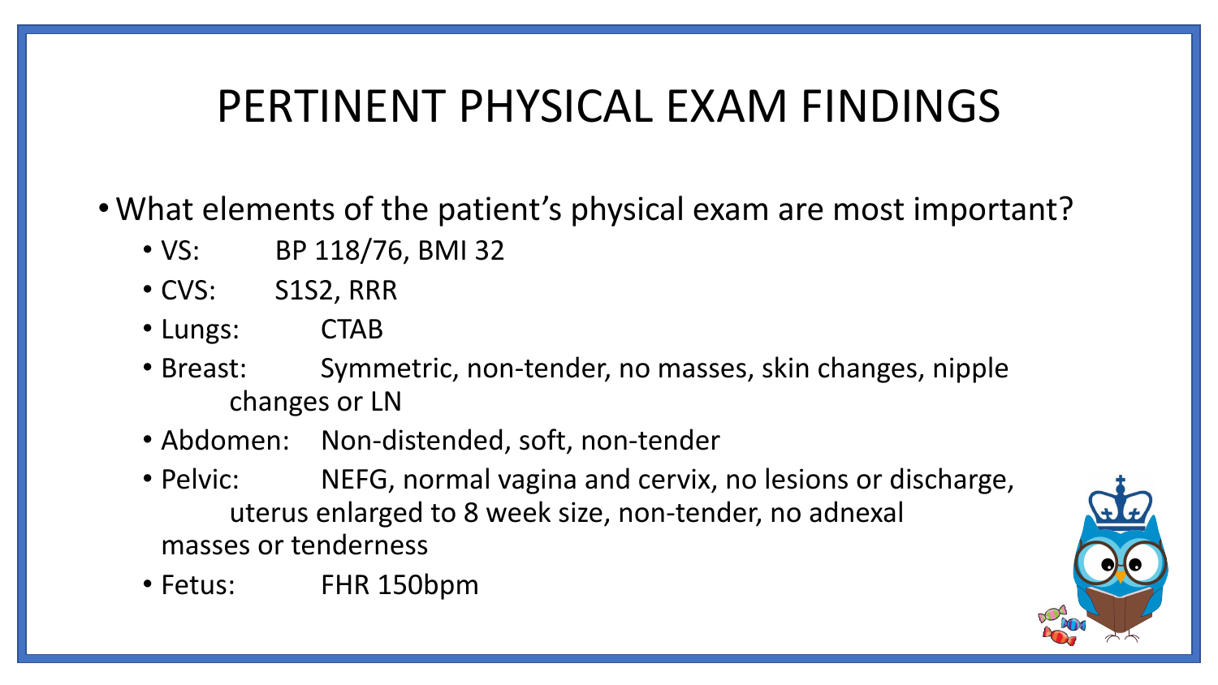# PERTINENT PHYSICAL EXAM FINDINGS

- What elements of the patient's physical exam are most important?
  - VS: BP 118/76, BMI 32
  - CVS: S1S2, RRR
  - Lungs: CTAB
  - Breast: Symmetric, non-tender, no masses, skin changes, nipple changes or LN
  - Abdomen: Non-distended, soft, non-tender
  - Pelvic: NEFG, normal vagina and cervix, no lesions or discharge, uterus enlarged to 8 week size, non-tender, no adnexal masses or tenderness
  - Fetus: FHR 150bpm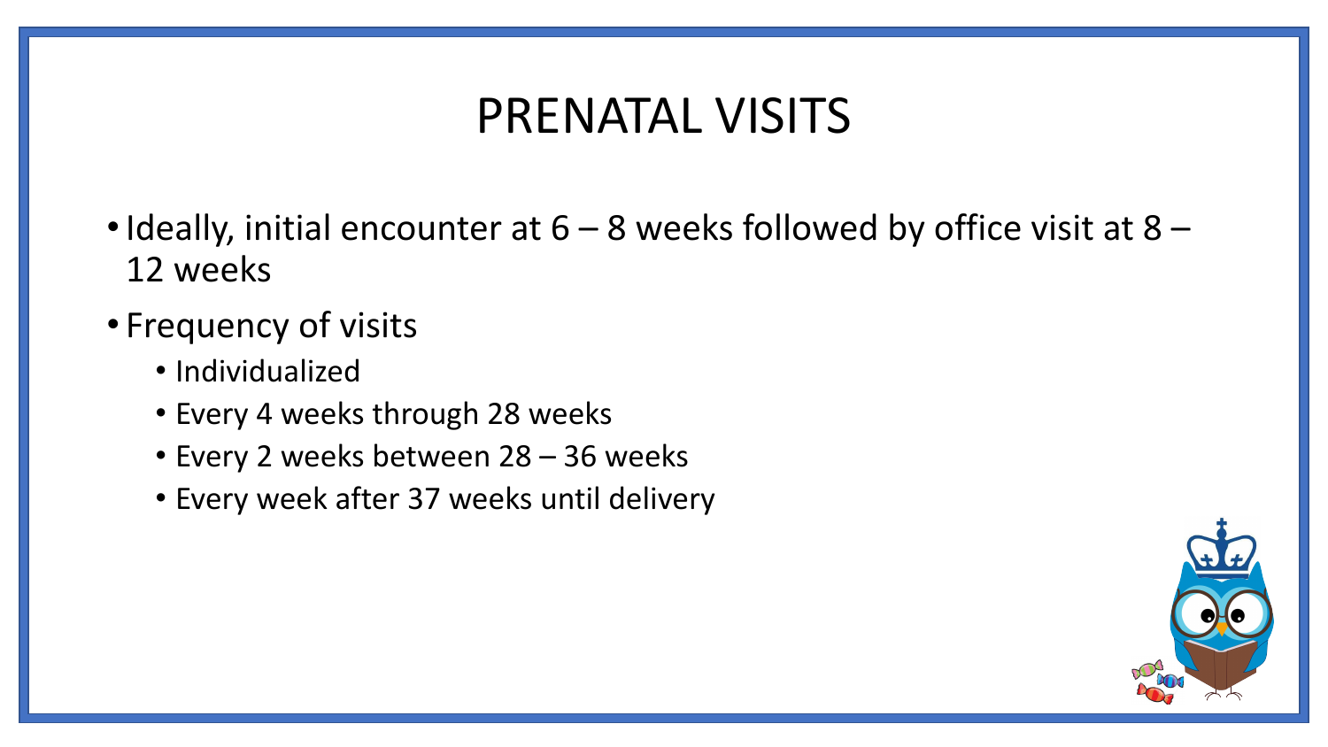# PRENATAL VISITS

- Ideally, initial encounter at 6 – 8 weeks followed by office visit at 8 – 12 weeks
- Frequency of visits
  - Individualized
  - Every 4 weeks through 28 weeks
  - Every 2 weeks between 28 – 36 weeks
  - Every week after 37 weeks until delivery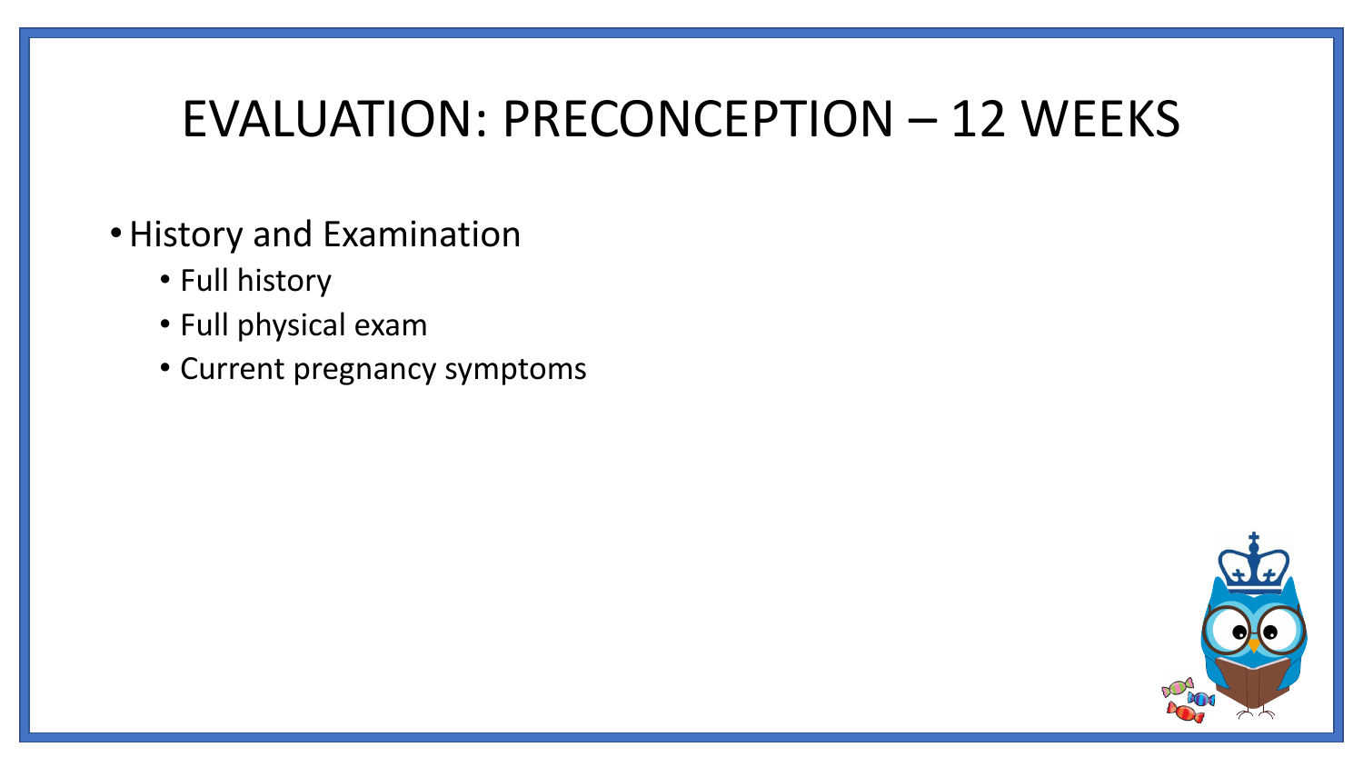# EVALUATION: PRECONCEPTION – 12 WEEKS

- History and Examination
  - Full history
  - Full physical exam
  - Current pregnancy symptoms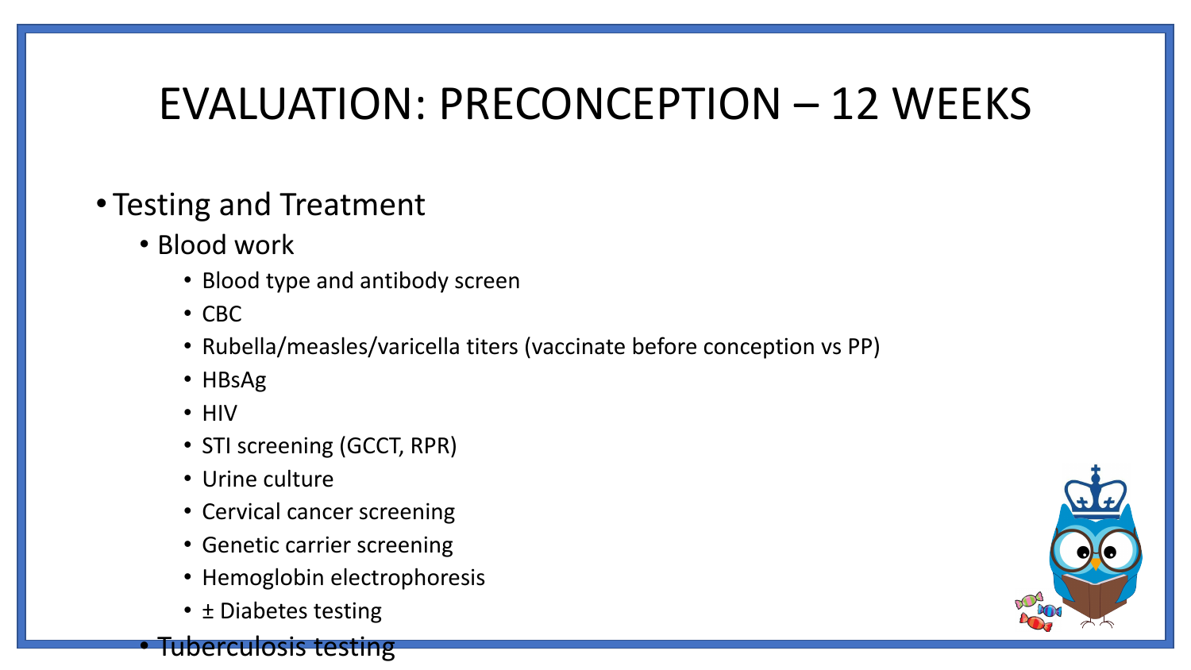# EVALUATION: PRECONCEPTION – 12 WEEKS

- Testing and Treatment
  - Blood work
    - Blood type and antibody screen
    - CBC
    - Rubella/measles/varicella titers (vaccinate before conception vs PP)
    - HBsAg
    - HIV
    - STI screening (GCCT, RPR)
    - Urine culture
    - Cervical cancer screening
    - Genetic carrier screening
    - Hemoglobin electrophoresis
    - ± Diabetes testing
  - Tuberculosis testing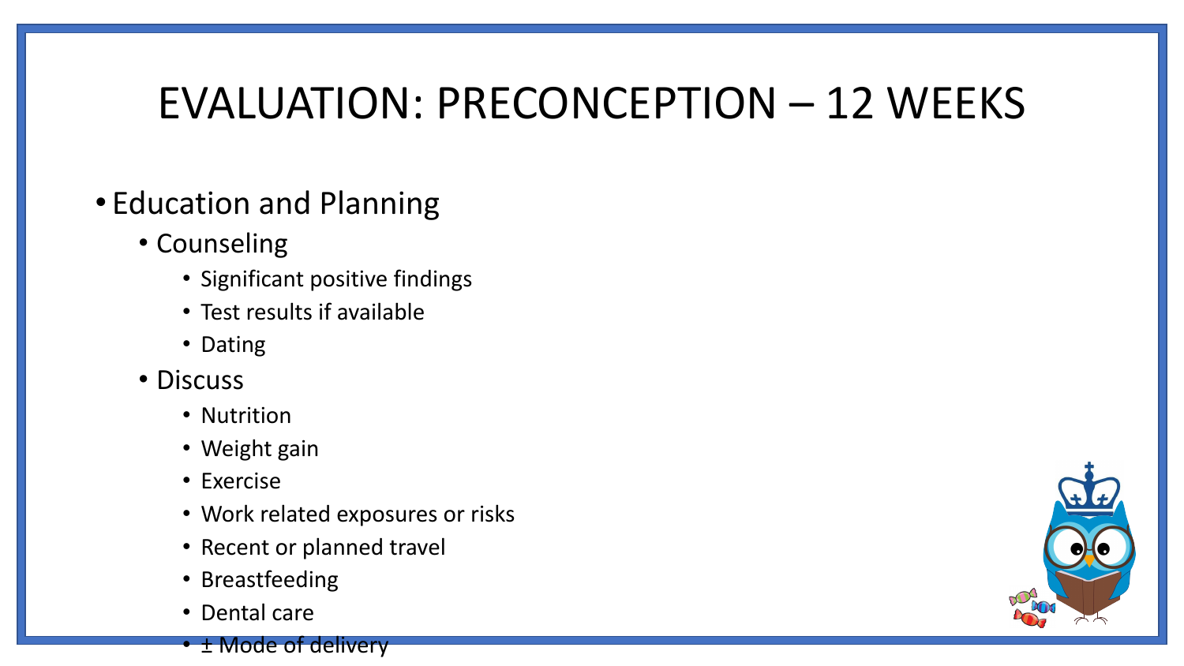# EVALUATION: PRECONCEPTION – 12 WEEKS

- Education and Planning
  - Counseling
    - Significant positive findings
    - Test results if available
    - Dating
  - Discuss
    - Nutrition
    - Weight gain
    - Exercise
    - Work related exposures or risks
    - Recent or planned travel
    - Breastfeeding
    - Dental care
    - ± Mode of delivery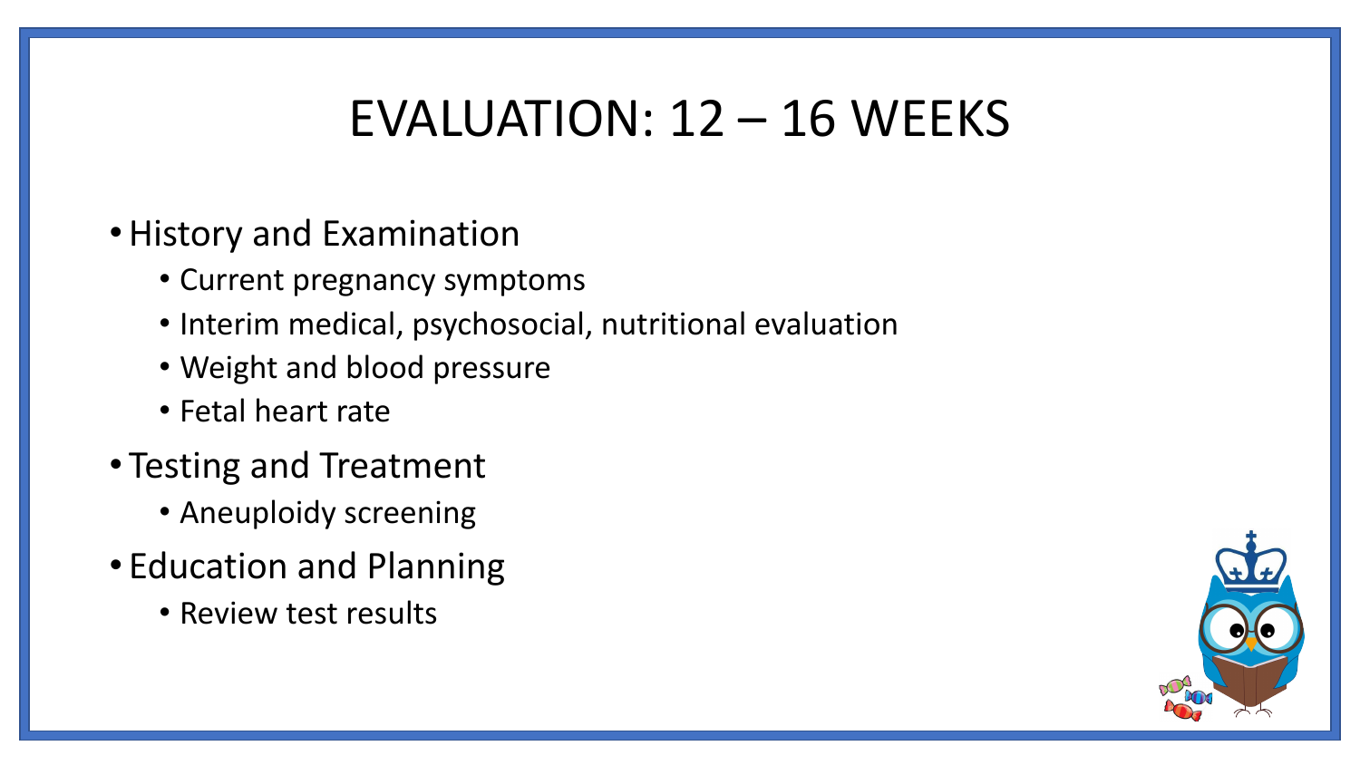# EVALUATION: 12 – 16 WEEKS

- History and Examination
  - Current pregnancy symptoms
  - Interim medical, psychosocial, nutritional evaluation
  - Weight and blood pressure
  - Fetal heart rate
- Testing and Treatment
  - Aneuploidy screening
- Education and Planning
  - Review test results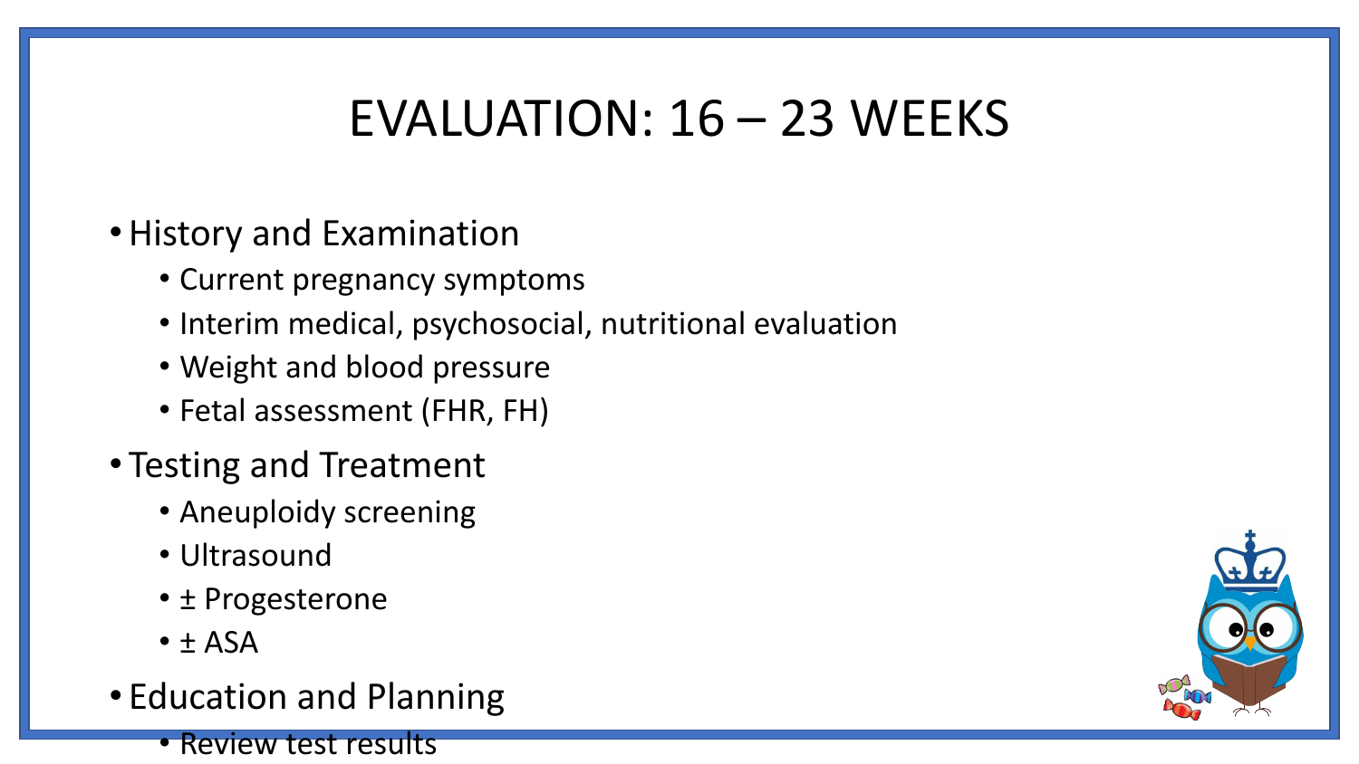# EVALUATION: 16 – 23 WEEKS

- History and Examination
  - Current pregnancy symptoms
  - Interim medical, psychosocial, nutritional evaluation
  - Weight and blood pressure
  - Fetal assessment (FHR, FH)
- Testing and Treatment
  - Aneuploidy screening
  - Ultrasound
  - ± Progesterone
  - ± ASA
- Education and Planning
  - Review test results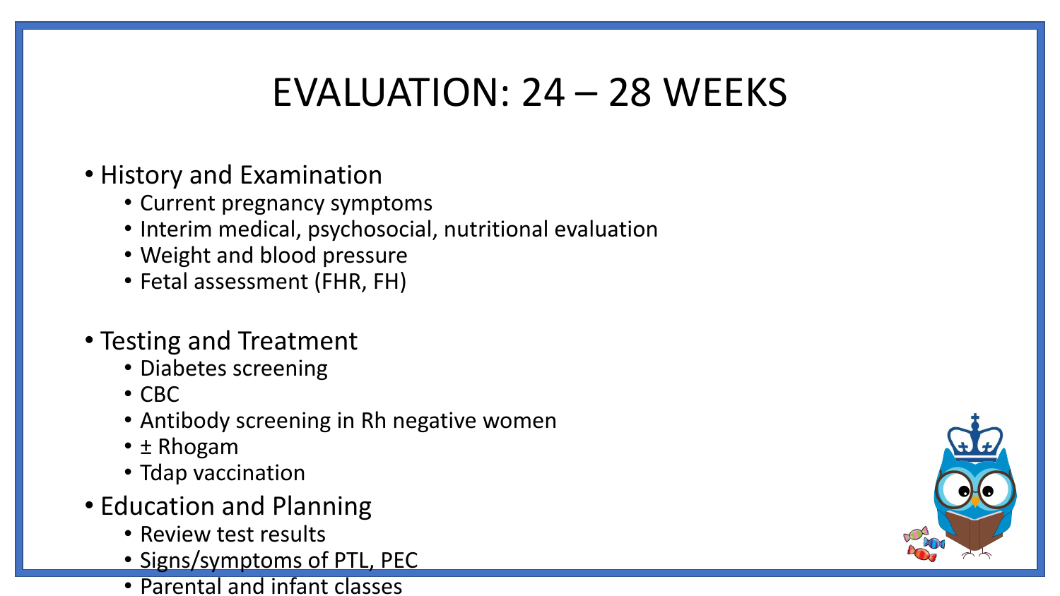# EVALUATION: 24 – 28 WEEKS

- History and Examination
  - Current pregnancy symptoms
  - Interim medical, psychosocial, nutritional evaluation
  - Weight and blood pressure
  - Fetal assessment (FHR, FH)
- Testing and Treatment
  - Diabetes screening
  - CBC
  - Antibody screening in Rh negative women
  - ± Rhogam
  - Tdap vaccination
- Education and Planning
  - Review test results
  - Signs/symptoms of PTL, PEC
  - Parental and infant classes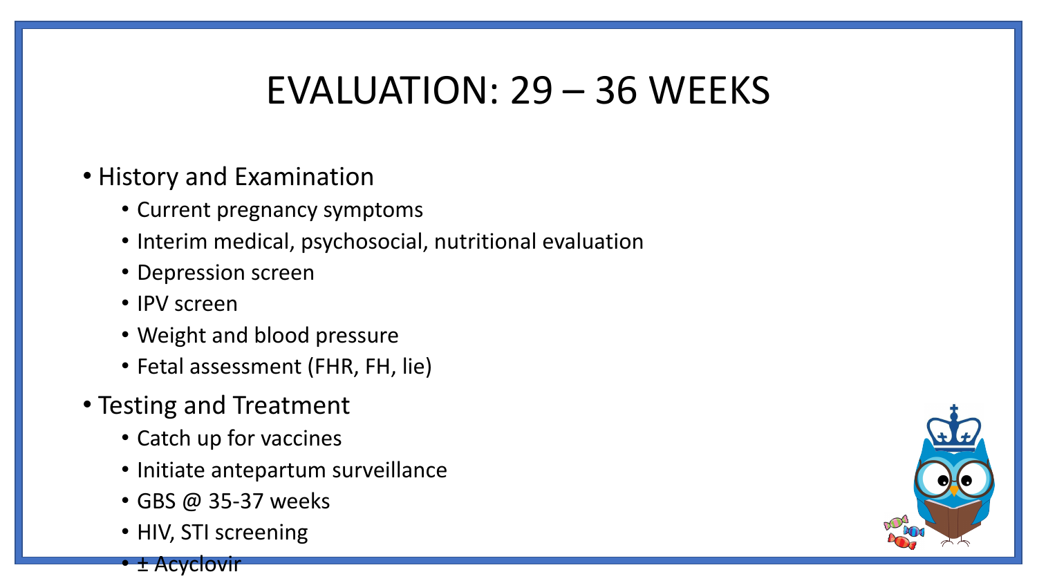# EVALUATION: 29 – 36 WEEKS

- History and Examination
  - Current pregnancy symptoms
  - Interim medical, psychosocial, nutritional evaluation
  - Depression screen
  - IPV screen
  - Weight and blood pressure
  - Fetal assessment (FHR, FH, lie)
- Testing and Treatment
  - Catch up for vaccines
  - Initiate antepartum surveillance
  - GBS @ 35-37 weeks
  - HIV, STI screening
  - ± Acyclovir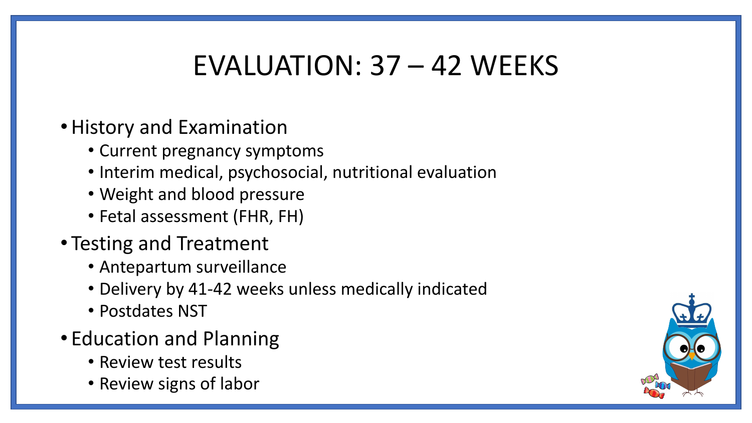# EVALUATION: 37 – 42 WEEKS

- History and Examination
  - Current pregnancy symptoms
  - Interim medical, psychosocial, nutritional evaluation
  - Weight and blood pressure
  - Fetal assessment (FHR, FH)
- Testing and Treatment
  - Antepartum surveillance
  - Delivery by 41-42 weeks unless medically indicated
  - Postdates NST
- Education and Planning
  - Review test results
  - Review signs of labor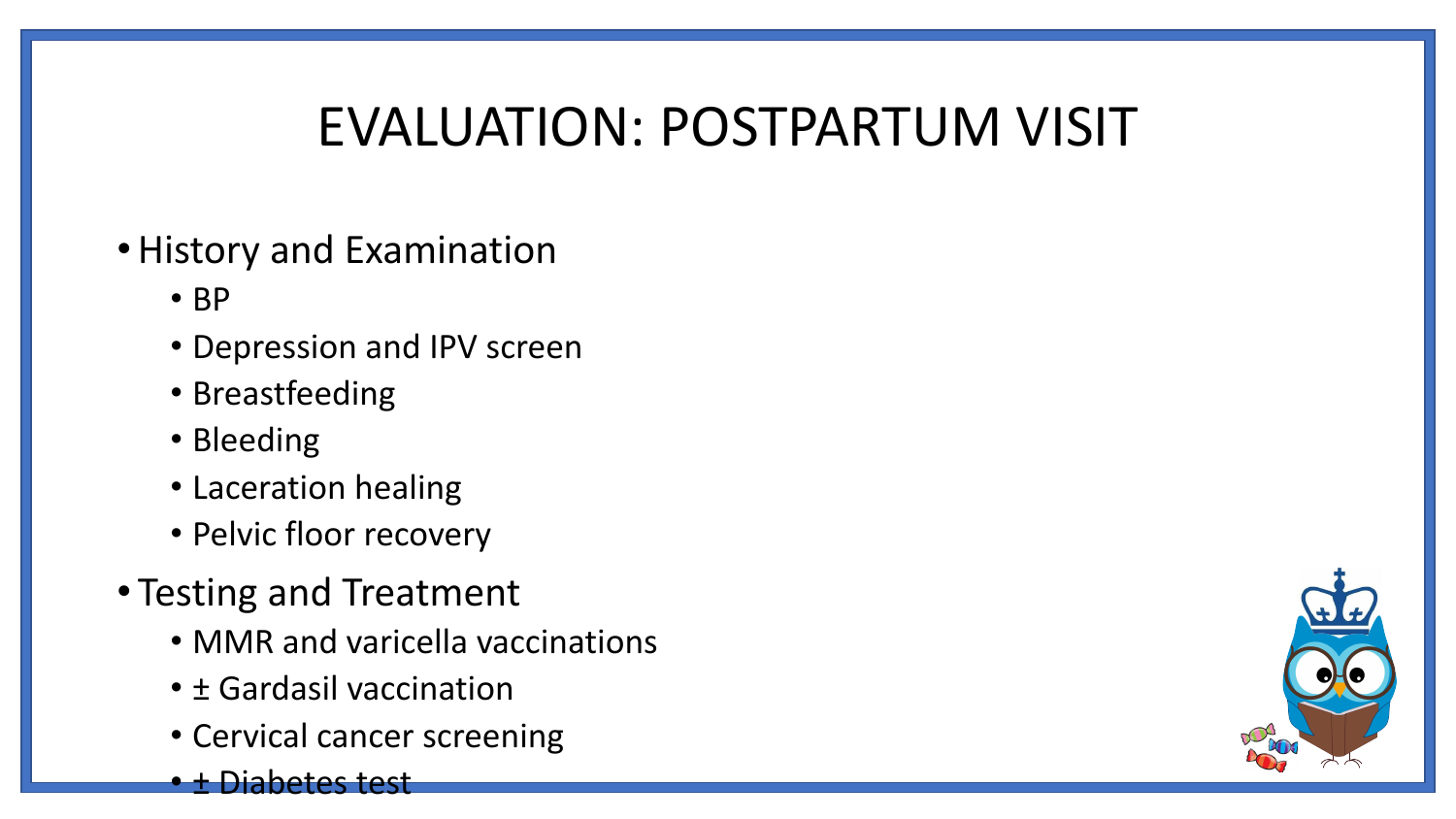# EVALUATION: POSTPARTUM VISIT

- History and Examination
  - BP
  - Depression and IPV screen
  - Breastfeeding
  - Bleeding
  - Laceration healing
  - Pelvic floor recovery
- Testing and Treatment
  - MMR and varicella vaccinations
  - ± Gardasil vaccination
  - Cervical cancer screening
  - ± Diabetes test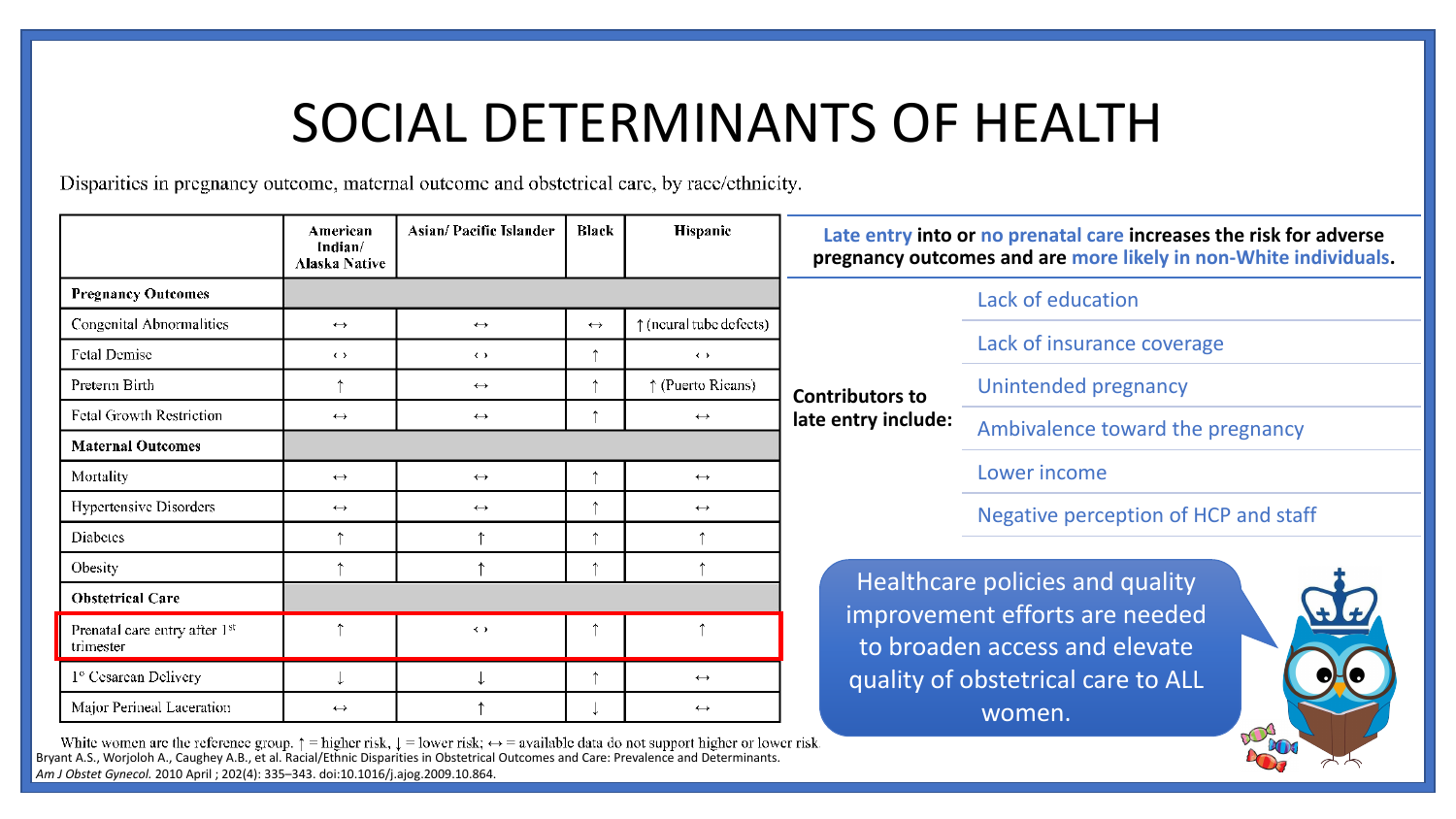# SOCIAL DETERMINANTS OF HEALTH

Disparities in pregnancy outcome, maternal outcome and obstetrical care, by race/ethnicity.

| | American Indian/ Alaska Native | Asian/ Pacific Islander | Black | Hispanic |
|---|---|---|---|---|
| **Pregnancy Outcomes** | | | | |
| Congenital Abnormalities | ↔ | ↔ | ↔ | ↑ (neural tube defects) |
| Fetal Demise | ↔ | ↔ | ↑ | ↔ |
| Preterm Birth | ↑ | ↔ | ↑ | ↑ (Puerto Ricans) |
| Fetal Growth Restriction | ↔ | ↔ | ↑ | ↔ |
| **Maternal Outcomes** | | | | |
| Mortality | ↔ | ↔ | ↑ | ↔ |
| Hypertensive Disorders | ↔ | ↔ | ↑ | ↔ |
| Diabetes | ↑ | ↑ | ↑ | ↑ |
| Obesity | ↑ | ↑ | ↑ | ↑ |
| **Obstetrical Care** | | | | |
| Prenatal care entry after 1st trimester | ↑ | ↔ | ↑ | ↑ |
| 1° Cesarean Delivery | ↓ | ↓ | ↑ | ↔ |
| Major Perineal Laceration | ↔ | ↑ | ↓ | ↔ |

White women are the reference group. ↑ = higher risk, ↓ = lower risk; ↔ = available data do not support higher or lower risk.

Bryant A.S., Worjoloh A., Caughey A.B., et al. Racial/Ethnic Disparities in Obstetrical Outcomes and Care: Prevalence and Determinants. *Am J Obstet Gynecol.* 2010 April ; 202(4): 335–343. doi:10.1016/j.ajog.2009.10.864.

**Late entry into or no prenatal care increases the risk for adverse pregnancy outcomes and are more likely in non-White individuals.**

**Contributors to late entry include:**

- Lack of education
- Lack of insurance coverage
- Unintended pregnancy
- Ambivalence toward the pregnancy
- Lower income
- Negative perception of HCP and staff

Healthcare policies and quality improvement efforts are needed to broaden access and elevate quality of obstetrical care to ALL women.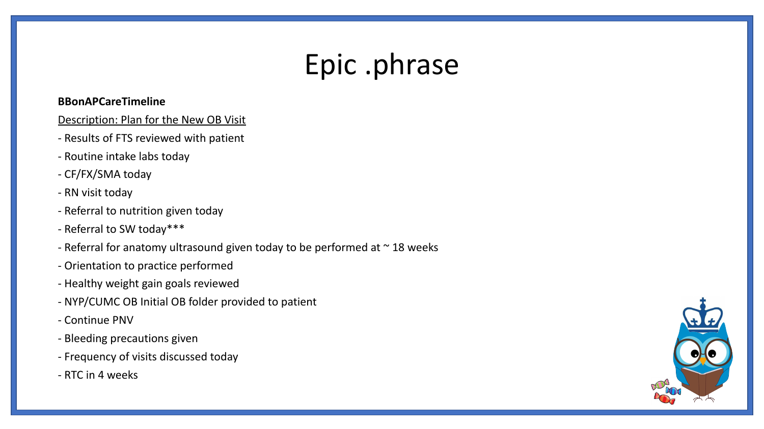# Epic .phrase

**BBonAPCareTimeline**

Description: Plan for the New OB Visit

- Results of FTS reviewed with patient
- Routine intake labs today
- CF/FX/SMA today
- RN visit today
- Referral to nutrition given today
- Referral to SW today***
- Referral for anatomy ultrasound given today to be performed at ~ 18 weeks
- Orientation to practice performed
- Healthy weight gain goals reviewed
- NYP/CUMC OB Initial OB folder provided to patient
- Continue PNV
- Bleeding precautions given
- Frequency of visits discussed today
- RTC in 4 weeks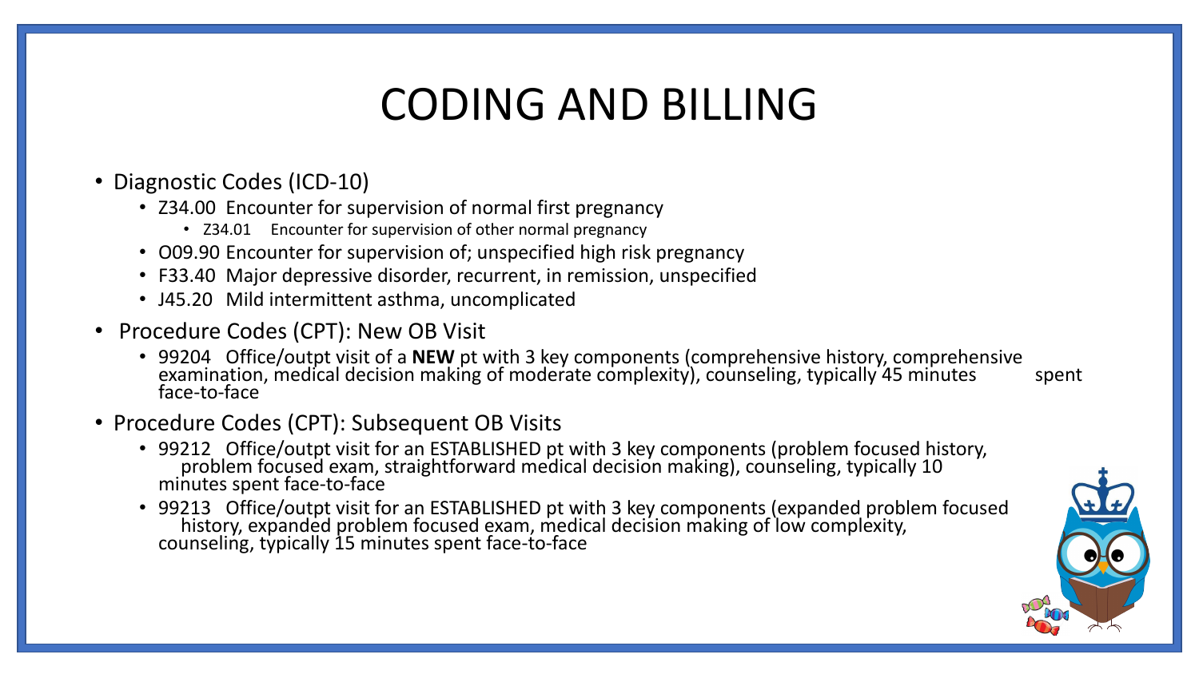# CODING AND BILLING

- Diagnostic Codes (ICD-10)
  - Z34.00 Encounter for supervision of normal first pregnancy
    - Z34.01 Encounter for supervision of other normal pregnancy
  - O09.90 Encounter for supervision of; unspecified high risk pregnancy
  - F33.40 Major depressive disorder, recurrent, in remission, unspecified
  - J45.20 Mild intermittent asthma, uncomplicated
- Procedure Codes (CPT): New OB Visit
  - 99204 Office/outpt visit of a **NEW** pt with 3 key components (comprehensive history, comprehensive examination, medical decision making of moderate complexity), counseling, typically 45 minutes spent face-to-face
- Procedure Codes (CPT): Subsequent OB Visits
  - 99212 Office/outpt visit for an ESTABLISHED pt with 3 key components (problem focused history, problem focused exam, straightforward medical decision making), counseling, typically 10 minutes spent face-to-face
  - 99213 Office/outpt visit for an ESTABLISHED pt with 3 key components (expanded problem focused history, expanded problem focused exam, medical decision making of low complexity, counseling, typically 15 minutes spent face-to-face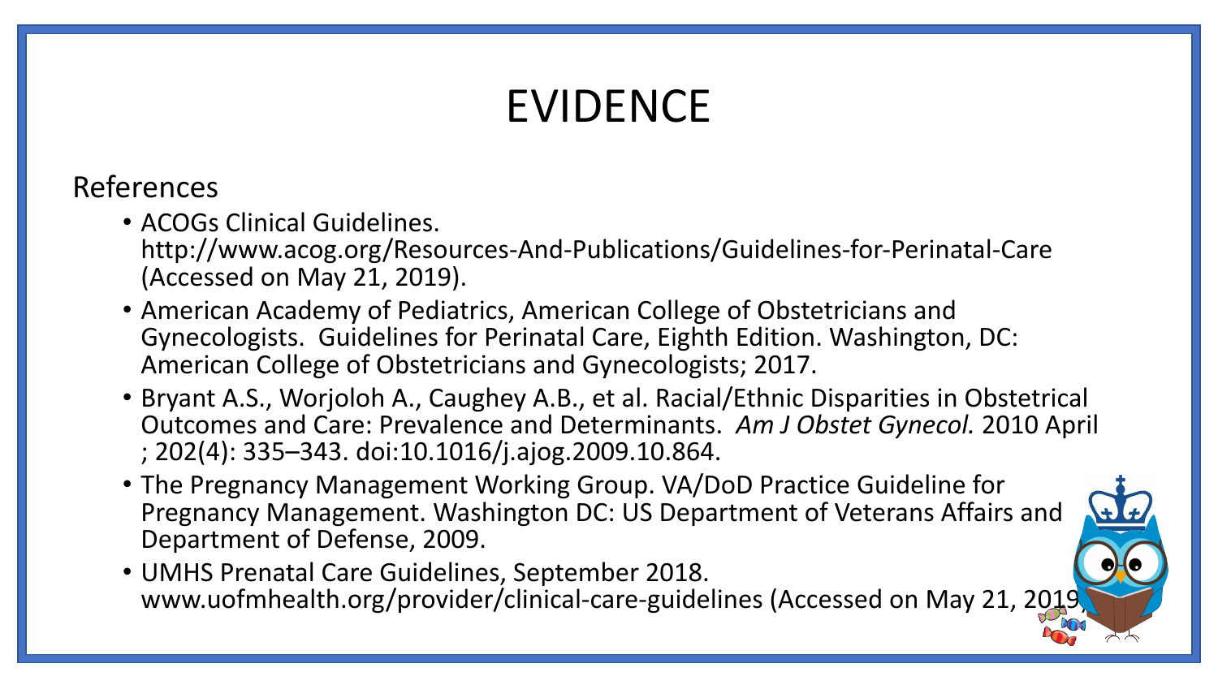# EVIDENCE

## References

- ACOGs Clinical Guidelines. http://www.acog.org/Resources-And-Publications/Guidelines-for-Perinatal-Care (Accessed on May 21, 2019).
- American Academy of Pediatrics, American College of Obstetricians and Gynecologists. Guidelines for Perinatal Care, Eighth Edition. Washington, DC: American College of Obstetricians and Gynecologists; 2017.
- Bryant A.S., Worjoloh A., Caughey A.B., et al. Racial/Ethnic Disparities in Obstetrical Outcomes and Care: Prevalence and Determinants. *Am J Obstet Gynecol.* 2010 April ; 202(4): 335–343. doi:10.1016/j.ajog.2009.10.864.
- The Pregnancy Management Working Group. VA/DoD Practice Guideline for Pregnancy Management. Washington DC: US Department of Veterans Affairs and Department of Defense, 2009.
- UMHS Prenatal Care Guidelines, September 2018. www.uofmhealth.org/provider/clinical-care-guidelines (Accessed on May 21, 2019).